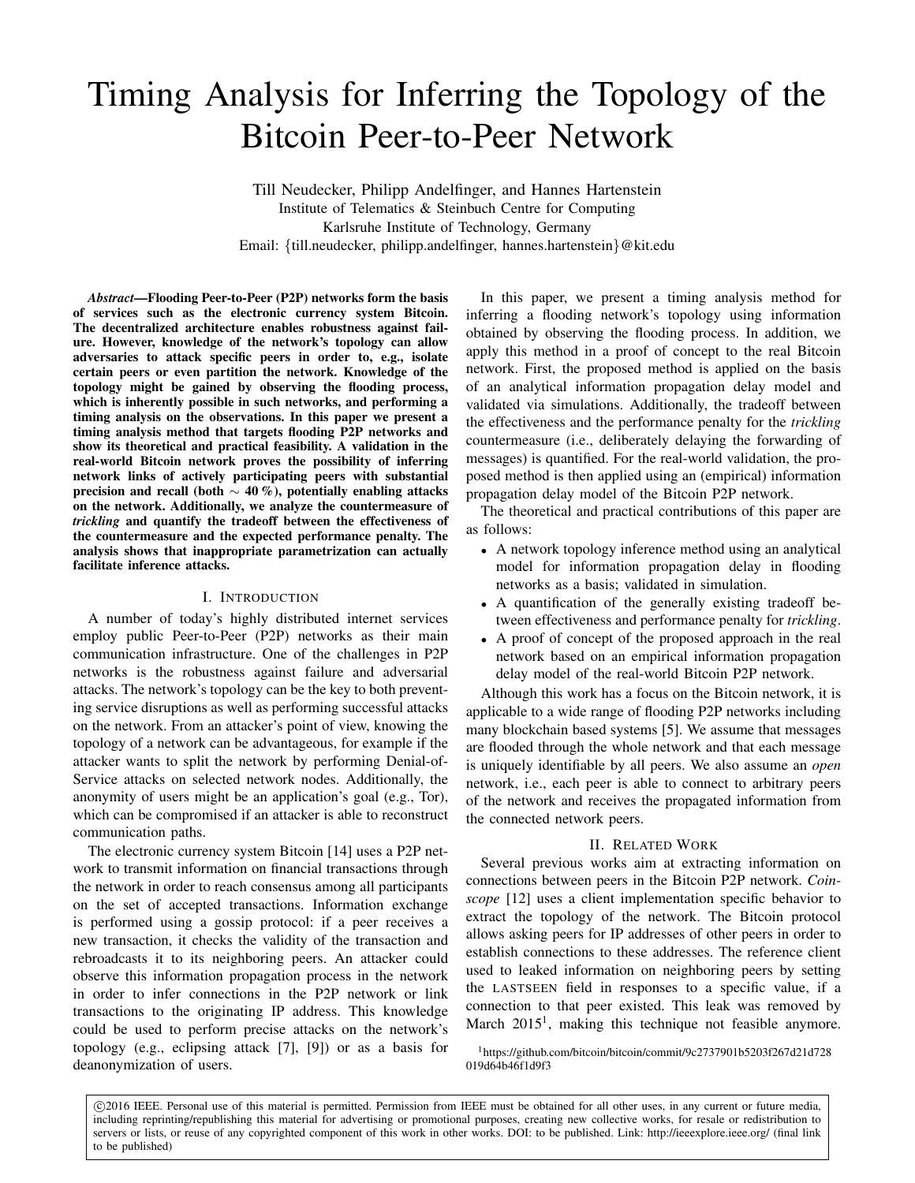# Timing Analysis for Inferring the Topology of the Bitcoin Peer-to-Peer Network

Till Neudecker, Philipp Andelfinger, and Hannes Hartenstein
Institute of Telematics & Steinbuch Centre for Computing
Karlsruhe Institute of Technology, Germany
Email: {till.neudecker, philipp.andelfinger, hannes.hartenstein}@kit.edu

***Abstract*—Flooding Peer-to-Peer (P2P) networks form the basis of services such as the electronic currency system Bitcoin. The decentralized architecture enables robustness against failure. However, knowledge of the network's topology can allow adversaries to attack specific peers in order to, e.g., isolate certain peers or even partition the network. Knowledge of the topology might be gained by observing the flooding process, which is inherently possible in such networks, and performing a timing analysis on the observations. In this paper we present a timing analysis method that targets flooding P2P networks and show its theoretical and practical feasibility. A validation in the real-world Bitcoin network proves the possibility of inferring network links of actively participating peers with substantial precision and recall (both $\sim$ 40 %), potentially enabling attacks on the network. Additionally, we analyze the countermeasure of *trickling* and quantify the tradeoff between the effectiveness of the countermeasure and the expected performance penalty. The analysis shows that inappropriate parametrization can actually facilitate inference attacks.**

## I. Introduction

A number of today's highly distributed internet services employ public Peer-to-Peer (P2P) networks as their main communication infrastructure. One of the challenges in P2P networks is the robustness against failure and adversarial attacks. The network's topology can be the key to both preventing service disruptions as well as performing successful attacks on the network. From an attacker's point of view, knowing the topology of a network can be advantageous, for example if the attacker wants to split the network by performing Denial-of-Service attacks on selected network nodes. Additionally, the anonymity of users might be an application's goal (e.g., Tor), which can be compromised if an attacker is able to reconstruct communication paths.

The electronic currency system Bitcoin [14] uses a P2P network to transmit information on financial transactions through the network in order to reach consensus among all participants on the set of accepted transactions. Information exchange is performed using a gossip protocol: if a peer receives a new transaction, it checks the validity of the transaction and rebroadcasts it to its neighboring peers. An attacker could observe this information propagation process in the network in order to infer connections in the P2P network or link transactions to the originating IP address. This knowledge could be used to perform precise attacks on the network's topology (e.g., eclipsing attack [7], [9]) or as a basis for deanonymization of users.

In this paper, we present a timing analysis method for inferring a flooding network's topology using information obtained by observing the flooding process. In addition, we apply this method in a proof of concept to the real Bitcoin network. First, the proposed method is applied on the basis of an analytical information propagation delay model and validated via simulations. Additionally, the tradeoff between the effectiveness and the performance penalty for the *trickling* countermeasure (i.e., deliberately delaying the forwarding of messages) is quantified. For the real-world validation, the proposed method is then applied using an (empirical) information propagation delay model of the Bitcoin P2P network.

The theoretical and practical contributions of this paper are as follows:

- A network topology inference method using an analytical model for information propagation delay in flooding networks as a basis; validated in simulation.
- A quantification of the generally existing tradeoff between effectiveness and performance penalty for *trickling*.
- A proof of concept of the proposed approach in the real network based on an empirical information propagation delay model of the real-world Bitcoin P2P network.

Although this work has a focus on the Bitcoin network, it is applicable to a wide range of flooding P2P networks including many blockchain based systems [5]. We assume that messages are flooded through the whole network and that each message is uniquely identifiable by all peers. We also assume an *open* network, i.e., each peer is able to connect to arbitrary peers of the network and receives the propagated information from the connected network peers.

## II. Related Work

Several previous works aim at extracting information on connections between peers in the Bitcoin P2P network. *Coinscope* [12] uses a client implementation specific behavior to extract the topology of the network. The Bitcoin protocol allows asking peers for IP addresses of other peers in order to establish connections to these addresses. The reference client used to leaked information on neighboring peers by setting the LASTSEEN field in responses to a specific value, if a connection to that peer existed. This leak was removed by March 2015[1], making this technique not feasible anymore.

[1] https://github.com/bitcoin/bitcoin/commit/9c2737901b5203f267d21d728019d64b46f1d9f3

©2016 IEEE. Personal use of this material is permitted. Permission from IEEE must be obtained for all other uses, in any current or future media, including reprinting/republishing this material for advertising or promotional purposes, creating new collective works, for resale or redistribution to servers or lists, or reuse of any copyrighted component of this work in other works. DOI: to be published. Link: http://ieeexplore.ieee.org/ (final link to be published)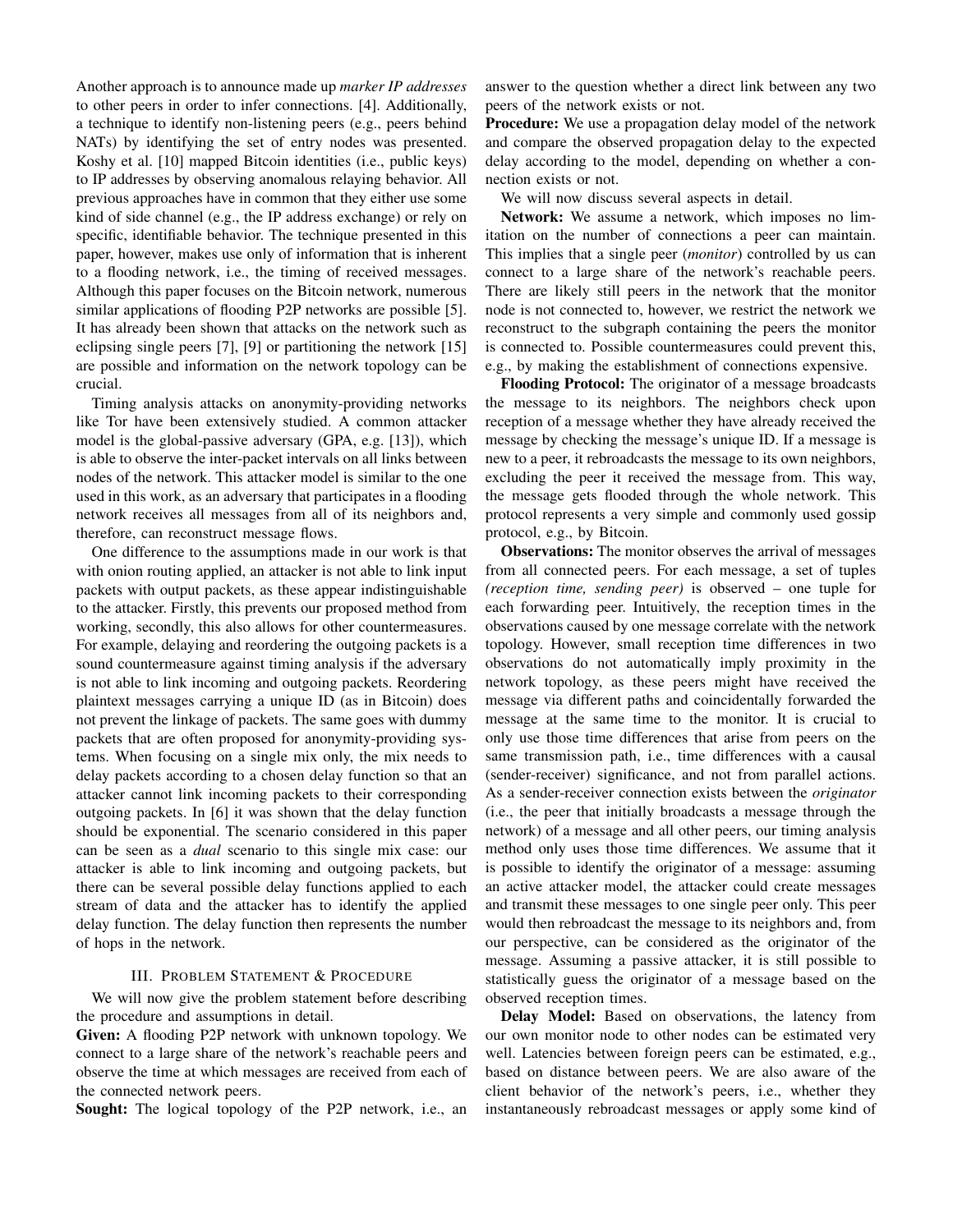Another approach is to announce made up *marker IP addresses* to other peers in order to infer connections. [4]. Additionally, a technique to identify non-listening peers (e.g., peers behind NATs) by identifying the set of entry nodes was presented. Koshy et al. [10] mapped Bitcoin identities (i.e., public keys) to IP addresses by observing anomalous relaying behavior. All previous approaches have in common that they either use some kind of side channel (e.g., the IP address exchange) or rely on specific, identifiable behavior. The technique presented in this paper, however, makes use only of information that is inherent to a flooding network, i.e., the timing of received messages. Although this paper focuses on the Bitcoin network, numerous similar applications of flooding P2P networks are possible [5]. It has already been shown that attacks on the network such as eclipsing single peers [7], [9] or partitioning the network [15] are possible and information on the network topology can be crucial.

Timing analysis attacks on anonymity-providing networks like Tor have been extensively studied. A common attacker model is the global-passive adversary (GPA, e.g. [13]), which is able to observe the inter-packet intervals on all links between nodes of the network. This attacker model is similar to the one used in this work, as an adversary that participates in a flooding network receives all messages from all of its neighbors and, therefore, can reconstruct message flows.

One difference to the assumptions made in our work is that with onion routing applied, an attacker is not able to link input packets with output packets, as these appear indistinguishable to the attacker. Firstly, this prevents our proposed method from working, secondly, this also allows for other countermeasures. For example, delaying and reordering the outgoing packets is a sound countermeasure against timing analysis if the adversary is not able to link incoming and outgoing packets. Reordering plaintext messages carrying a unique ID (as in Bitcoin) does not prevent the linkage of packets. The same goes with dummy packets that are often proposed for anonymity-providing systems. When focusing on a single mix only, the mix needs to delay packets according to a chosen delay function so that an attacker cannot link incoming packets to their corresponding outgoing packets. In [6] it was shown that the delay function should be exponential. The scenario considered in this paper can be seen as a *dual* scenario to this single mix case: our attacker is able to link incoming and outgoing packets, but there can be several possible delay functions applied to each stream of data and the attacker has to identify the applied delay function. The delay function then represents the number of hops in the network.

## III. Problem Statement & Procedure

We will now give the problem statement before describing the procedure and assumptions in detail.

**Given:** A flooding P2P network with unknown topology. We connect to a large share of the network's reachable peers and observe the time at which messages are received from each of the connected network peers.

**Sought:** The logical topology of the P2P network, i.e., an answer to the question whether a direct link between any two peers of the network exists or not.

**Procedure:** We use a propagation delay model of the network and compare the observed propagation delay to the expected delay according to the model, depending on whether a connection exists or not.

We will now discuss several aspects in detail.

**Network:** We assume a network, which imposes no limitation on the number of connections a peer can maintain. This implies that a single peer (*monitor*) controlled by us can connect to a large share of the network's reachable peers. There are likely still peers in the network that the monitor node is not connected to, however, we restrict the network we reconstruct to the subgraph containing the peers the monitor is connected to. Possible countermeasures could prevent this, e.g., by making the establishment of connections expensive.

**Flooding Protocol:** The originator of a message broadcasts the message to its neighbors. The neighbors check upon reception of a message whether they have already received the message by checking the message's unique ID. If a message is new to a peer, it rebroadcasts the message to its own neighbors, excluding the peer it received the message from. This way, the message gets flooded through the whole network. This protocol represents a very simple and commonly used gossip protocol, e.g., by Bitcoin.

**Observations:** The monitor observes the arrival of messages from all connected peers. For each message, a set of tuples *(reception time, sending peer)* is observed – one tuple for each forwarding peer. Intuitively, the reception times in the observations caused by one message correlate with the network topology. However, small reception time differences in two observations do not automatically imply proximity in the network topology, as these peers might have received the message via different paths and coincidentally forwarded the message at the same time to the monitor. It is crucial to only use those time differences that arise from peers on the same transmission path, i.e., time differences with a causal (sender-receiver) significance, and not from parallel actions. As a sender-receiver connection exists between the *originator* (i.e., the peer that initially broadcasts a message through the network) of a message and all other peers, our timing analysis method only uses those time differences. We assume that it is possible to identify the originator of a message: assuming an active attacker model, the attacker could create messages and transmit these messages to one single peer only. This peer would then rebroadcast the message to its neighbors and, from our perspective, can be considered as the originator of the message. Assuming a passive attacker, it is still possible to statistically guess the originator of a message based on the observed reception times.

**Delay Model:** Based on observations, the latency from our own monitor node to other nodes can be estimated very well. Latencies between foreign peers can be estimated, e.g., based on distance between peers. We are also aware of the client behavior of the network's peers, i.e., whether they instantaneously rebroadcast messages or apply some kind of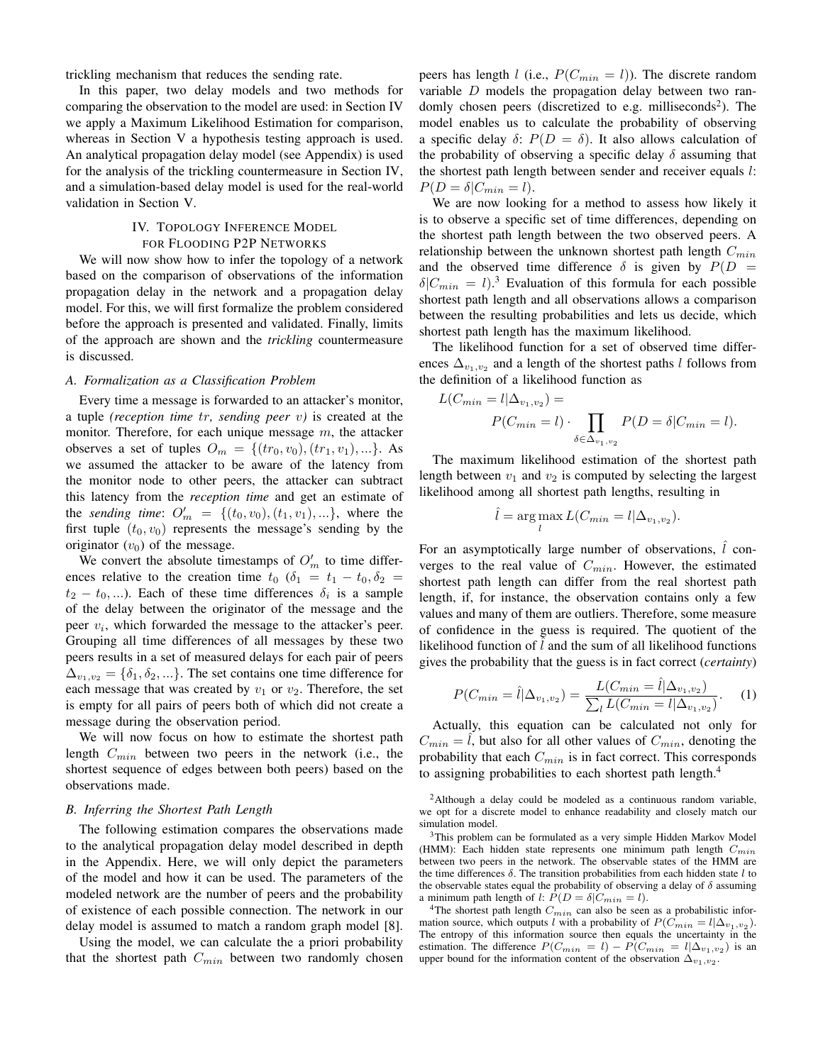trickling mechanism that reduces the sending rate.

In this paper, two delay models and two methods for comparing the observation to the model are used: in Section IV we apply a Maximum Likelihood Estimation for comparison, whereas in Section V a hypothesis testing approach is used. An analytical propagation delay model (see Appendix) is used for the analysis of the trickling countermeasure in Section IV, and a simulation-based delay model is used for the real-world validation in Section V.

## IV. Topology Inference Model for Flooding P2P Networks

We will now show how to infer the topology of a network based on the comparison of observations of the information propagation delay in the network and a propagation delay model. For this, we will first formalize the problem considered before the approach is presented and validated. Finally, limits of the approach are shown and the *trickling* countermeasure is discussed.

### A. Formalization as a Classification Problem

Every time a message is forwarded to an attacker's monitor, a tuple *(reception time $tr$, sending peer $v$)* is created at the monitor. Therefore, for each unique message $m$, the attacker observes a set of tuples $O_m = \{(tr_0, v_0), (tr_1, v_1), ...\}$. As we assumed the attacker to be aware of the latency from the monitor node to other peers, the attacker can subtract this latency from the *reception time* and get an estimate of the *sending time*: $O'_m = \{(t_0, v_0), (t_1, v_1), ...\}$, where the first tuple $(t_0, v_0)$ represents the message's sending by the originator ($v_0$) of the message.

We convert the absolute timestamps of $O'_m$ to time differences relative to the creation time $t_0$ ($\delta_1 = t_1 - t_0, \delta_2 = t_2 - t_0, ...$). Each of these time differences $\delta_i$ is a sample of the delay between the originator of the message and the peer $v_i$, which forwarded the message to the attacker's peer. Grouping all time differences of all messages by these two peers results in a set of measured delays for each pair of peers $\Delta_{v_1,v_2} = \{\delta_1, \delta_2, ...\}$. The set contains one time difference for each message that was created by $v_1$ or $v_2$. Therefore, the set is empty for all pairs of peers both of which did not create a message during the observation period.

We will now focus on how to estimate the shortest path length $C_{min}$ between two peers in the network (i.e., the shortest sequence of edges between both peers) based on the observations made.

### B. Inferring the Shortest Path Length

The following estimation compares the observations made to the analytical propagation delay model described in depth in the Appendix. Here, we will only depict the parameters of the model and how it can be used. The parameters of the modeled network are the number of peers and the probability of existence of each possible connection. The network in our delay model is assumed to match a random graph model [8].

Using the model, we can calculate the a priori probability that the shortest path $C_{min}$ between two randomly chosen peers has length $l$ (i.e., $P(C_{min} = l)$). The discrete random variable $D$ models the propagation delay between two randomly chosen peers (discretized to e.g. milliseconds[2]). The model enables us to calculate the probability of observing a specific delay $\delta$: $P(D = \delta)$. It also allows calculation of the probability of observing a specific delay $\delta$ assuming that the shortest path length between sender and receiver equals $l$: $P(D = \delta | C_{min} = l)$.

We are now looking for a method to assess how likely it is to observe a specific set of time differences, depending on the shortest path length between the two observed peers. A relationship between the unknown shortest path length $C_{min}$ and the observed time difference $\delta$ is given by $P(D = \delta | C_{min} = l)$.[3] Evaluation of this formula for each possible shortest path length and all observations allows a comparison between the resulting probabilities and lets us decide, which shortest path length has the maximum likelihood.

The likelihood function for a set of observed time differences $\Delta_{v_1,v_2}$ and a length of the shortest paths $l$ follows from the definition of a likelihood function as

$$L(C_{min} = l | \Delta_{v_1,v_2}) = P(C_{min} = l) \cdot \prod_{\delta \in \Delta_{v_1,v_2}} P(D = \delta | C_{min} = l).$$

The maximum likelihood estimation of the shortest path length between $v_1$ and $v_2$ is computed by selecting the largest likelihood among all shortest path lengths, resulting in

$$\hat{l} = \arg\max_{l} L(C_{min} = l | \Delta_{v_1,v_2}).$$

For an asymptotically large number of observations, $\hat{l}$ converges to the real value of $C_{min}$. However, the estimated shortest path length can differ from the real shortest path length, if, for instance, the observation contains only a few values and many of them are outliers. Therefore, some measure of confidence in the guess is required. The quotient of the likelihood function of $\hat{l}$ and the sum of all likelihood functions gives the probability that the guess is in fact correct (*certainty*)

$$P(C_{min} = \hat{l} | \Delta_{v_1,v_2}) = \frac{L(C_{min} = \hat{l} | \Delta_{v_1,v_2})}{\sum_l L(C_{min} = l | \Delta_{v_1,v_2})}. \quad (1)$$

Actually, this equation can be calculated not only for $C_{min} = \hat{l}$, but also for all other values of $C_{min}$, denoting the probability that each $C_{min}$ is in fact correct. This corresponds to assigning probabilities to each shortest path length.[4]

[2] Although a delay could be modeled as a continuous random variable, we opt for a discrete model to enhance readability and closely match our simulation model.

[3] This problem can be formulated as a very simple Hidden Markov Model (HMM): Each hidden state represents one minimum path length $C_{min}$ between two peers in the network. The observable states of the HMM are the time differences $\delta$. The transition probabilities from each hidden state $l$ to the observable states equal the probability of observing a delay of $\delta$ assuming a minimum path length of $l$: $P(D = \delta | C_{min} = l)$.

[4] The shortest path length $C_{min}$ can also be seen as a probabilistic information source, which outputs $l$ with a probability of $P(C_{min} = l | \Delta_{v_1,v_2})$. The entropy of this information source then equals the uncertainty in the estimation. The difference $P(C_{min} = l) - P(C_{min} = l | \Delta_{v_1,v_2})$ is an upper bound for the information content of the observation $\Delta_{v_1,v_2}$.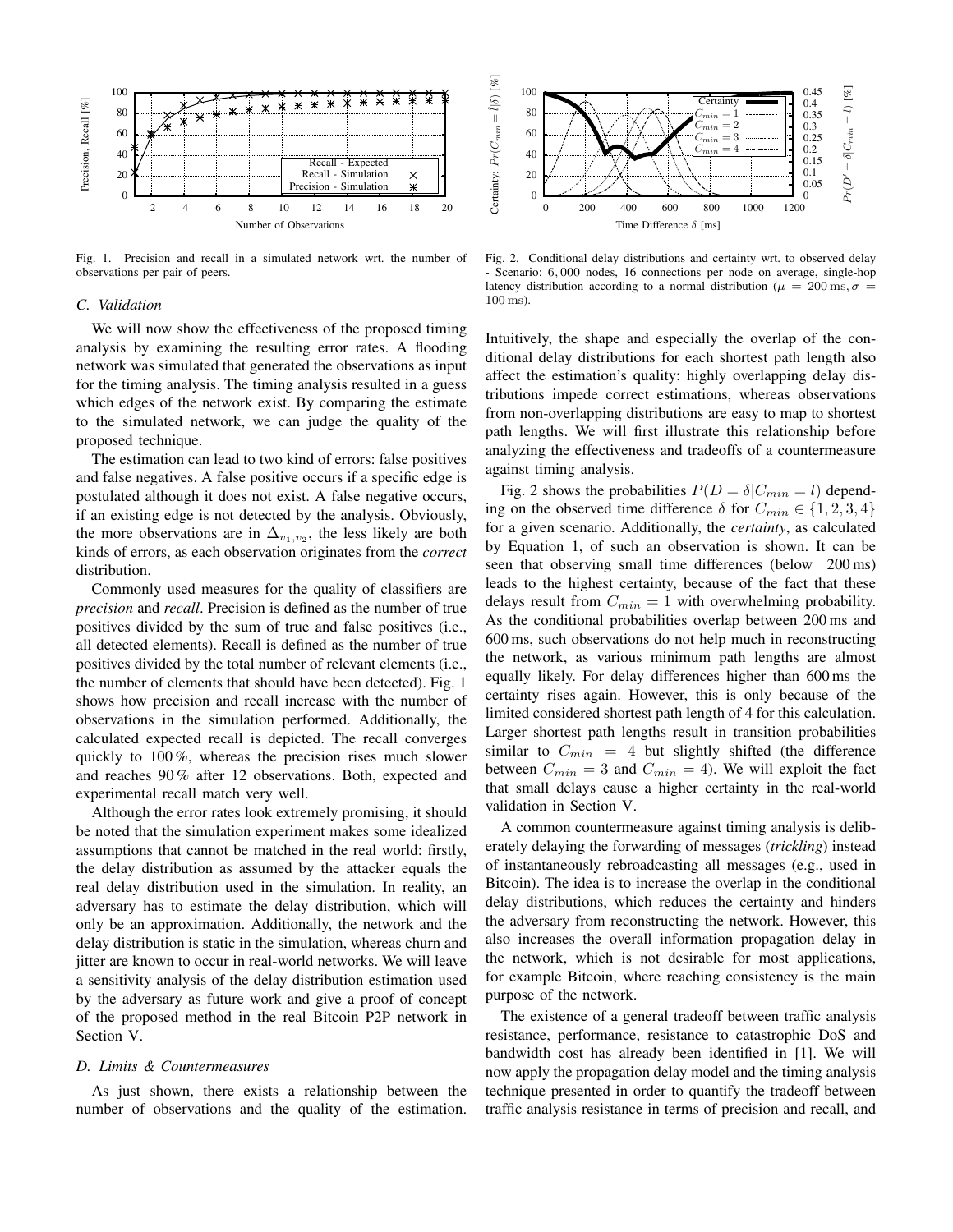Fig. 1. Precision and recall in a simulated network wrt. the number of observations per pair of peers.

Fig. 2. Conditional delay distributions and certainty wrt. to observed delay - Scenario: 6,000 nodes, 16 connections per node on average, single-hop latency distribution according to a normal distribution ($\mu = 200\,\text{ms}, \sigma = 100\,\text{ms}$).

### C. Validation

We will now show the effectiveness of the proposed timing analysis by examining the resulting error rates. A flooding network was simulated that generated the observations as input for the timing analysis. The timing analysis resulted in a guess which edges of the network exist. By comparing the estimate to the simulated network, we can judge the quality of the proposed technique.

The estimation can lead to two kind of errors: false positives and false negatives. A false positive occurs if a specific edge is postulated although it does not exist. A false negative occurs, if an existing edge is not detected by the analysis. Obviously, the more observations are in $\Delta_{v_1,v_2}$, the less likely are both kinds of errors, as each observation originates from the *correct* distribution.

Commonly used measures for the quality of classifiers are *precision* and *recall*. Precision is defined as the number of true positives divided by the sum of true and false positives (i.e., all detected elements). Recall is defined as the number of true positives divided by the total number of relevant elements (i.e., the number of elements that should have been detected). Fig. 1 shows how precision and recall increase with the number of observations in the simulation performed. Additionally, the calculated expected recall is depicted. The recall converges quickly to 100 %, whereas the precision rises much slower and reaches 90 % after 12 observations. Both, expected and experimental recall match very well.

Although the error rates look extremely promising, it should be noted that the simulation experiment makes some idealized assumptions that cannot be matched in the real world: firstly, the delay distribution as assumed by the attacker equals the real delay distribution used in the simulation. In reality, an adversary has to estimate the delay distribution, which will only be an approximation. Additionally, the network and the delay distribution is static in the simulation, whereas churn and jitter are known to occur in real-world networks. We will leave a sensitivity analysis of the delay distribution estimation used by the adversary as future work and give a proof of concept of the proposed method in the real Bitcoin P2P network in Section V.

### D. Limits & Countermeasures

As just shown, there exists a relationship between the number of observations and the quality of the estimation. Intuitively, the shape and especially the overlap of the conditional delay distributions for each shortest path length also affect the estimation's quality: highly overlapping delay distributions impede correct estimations, whereas observations from non-overlapping distributions are easy to map to shortest path lengths. We will first illustrate this relationship before analyzing the effectiveness and tradeoffs of a countermeasure against timing analysis.

Fig. 2 shows the probabilities $P(D = \delta | C_{min} = l)$ depending on the observed time difference $\delta$ for $C_{min} \in \{1, 2, 3, 4\}$ for a given scenario. Additionally, the *certainty*, as calculated by Equation 1, of such an observation is shown. It can be seen that observing small time differences (below 200 ms) leads to the highest certainty, because of the fact that these delays result from $C_{min} = 1$ with overwhelming probability. As the conditional probabilities overlap between 200 ms and 600 ms, such observations do not help much in reconstructing the network, as various minimum path lengths are almost equally likely. For delay differences higher than 600 ms the certainty rises again. However, this is only because of the limited considered shortest path length of 4 for this calculation. Larger shortest path lengths result in transition probabilities similar to $C_{min} = 4$ but slightly shifted (the difference between $C_{min} = 3$ and $C_{min} = 4$). We will exploit the fact that small delays cause a higher certainty in the real-world validation in Section V.

A common countermeasure against timing analysis is deliberately delaying the forwarding of messages (*trickling*) instead of instantaneously rebroadcasting all messages (e.g., used in Bitcoin). The idea is to increase the overlap in the conditional delay distributions, which reduces the certainty and hinders the adversary from reconstructing the network. However, this also increases the overall information propagation delay in the network, which is not desirable for most applications, for example Bitcoin, where reaching consistency is the main purpose of the network.

The existence of a general tradeoff between traffic analysis resistance, performance, resistance to catastrophic DoS and bandwidth cost has already been identified in [1]. We will now apply the propagation delay model and the timing analysis technique presented in order to quantify the tradeoff between traffic analysis resistance in terms of precision and recall, and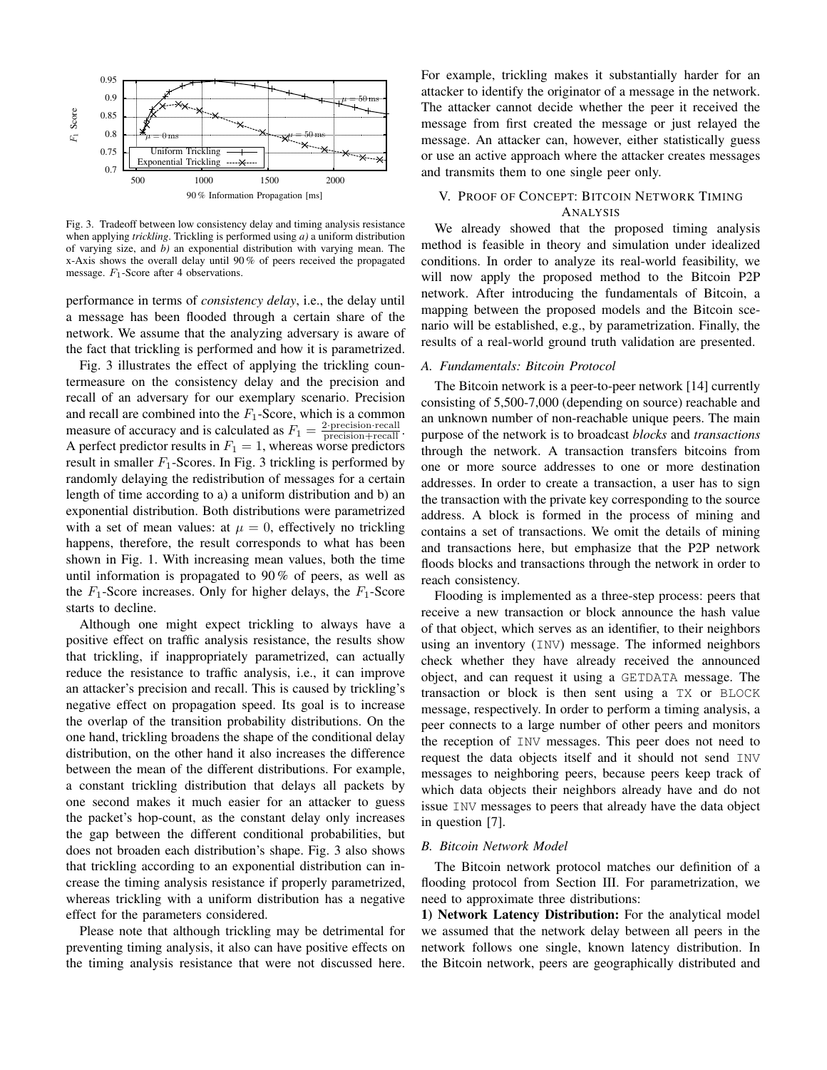Fig. 3. Tradeoff between low consistency delay and timing analysis resistance when applying *trickling*. Trickling is performed using *a)* a uniform distribution of varying size, and *b)* an exponential distribution with varying mean. The x-Axis shows the overall delay until 90 % of peers received the propagated message. $F_1$-Score after 4 observations.

performance in terms of *consistency delay*, i.e., the delay until a message has been flooded through a certain share of the network. We assume that the analyzing adversary is aware of the fact that trickling is performed and how it is parametrized.

Fig. 3 illustrates the effect of applying the trickling countermeasure on the consistency delay and the precision and recall of an adversary for our exemplary scenario. Precision and recall are combined into the $F_1$-Score, which is a common measure of accuracy and is calculated as $F_1 = \frac{2 \cdot \text{precision} \cdot \text{recall}}{\text{precision} + \text{recall}}$. A perfect predictor results in $F_1 = 1$, whereas worse predictors result in smaller $F_1$-Scores. In Fig. 3 trickling is performed by randomly delaying the redistribution of messages for a certain length of time according to a) a uniform distribution and b) an exponential distribution. Both distributions were parametrized with a set of mean values: at $\mu = 0$, effectively no trickling happens, therefore, the result corresponds to what has been shown in Fig. 1. With increasing mean values, both the time until information is propagated to 90 % of peers, as well as the $F_1$-Score increases. Only for higher delays, the $F_1$-Score starts to decline.

Although one might expect trickling to always have a positive effect on traffic analysis resistance, the results show that trickling, if inappropriately parametrized, can actually reduce the resistance to traffic analysis, i.e., it can improve an attacker's precision and recall. This is caused by trickling's negative effect on propagation speed. Its goal is to increase the overlap of the transition probability distributions. On the one hand, trickling broadens the shape of the conditional delay distribution, on the other hand it also increases the difference between the mean of the different distributions. For example, a constant trickling distribution that delays all packets by one second makes it much easier for an attacker to guess the packet's hop-count, as the constant delay only increases the gap between the different conditional probabilities, but does not broaden each distribution's shape. Fig. 3 also shows that trickling according to an exponential distribution can increase the timing analysis resistance if properly parametrized, whereas trickling with a uniform distribution has a negative effect for the parameters considered.

Please note that although trickling may be detrimental for preventing timing analysis, it also can have positive effects on the timing analysis resistance that were not discussed here. For example, trickling makes it substantially harder for an attacker to identify the originator of a message in the network. The attacker cannot decide whether the peer it received the message from first created the message or just relayed the message. An attacker can, however, either statistically guess or use an active approach where the attacker creates messages and transmits them to one single peer only.

## V. Proof of Concept: Bitcoin Network Timing Analysis

We already showed that the proposed timing analysis method is feasible in theory and simulation under idealized conditions. In order to analyze its real-world feasibility, we will now apply the proposed method to the Bitcoin P2P network. After introducing the fundamentals of Bitcoin, a mapping between the proposed models and the Bitcoin scenario will be established, e.g., by parametrization. Finally, the results of a real-world ground truth validation are presented.

### A. Fundamentals: Bitcoin Protocol

The Bitcoin network is a peer-to-peer network [14] currently consisting of 5,500-7,000 (depending on source) reachable and an unknown number of non-reachable unique peers. The main purpose of the network is to broadcast *blocks* and *transactions* through the network. A transaction transfers bitcoins from one or more source addresses to one or more destination addresses. In order to create a transaction, a user has to sign the transaction with the private key corresponding to the source address. A block is formed in the process of mining and contains a set of transactions. We omit the details of mining and transactions here, but emphasize that the P2P network floods blocks and transactions through the network in order to reach consistency.

Flooding is implemented as a three-step process: peers that receive a new transaction or block announce the hash value of that object, which serves as an identifier, to their neighbors using an inventory (`INV`) message. The informed neighbors check whether they have already received the announced object, and can request it using a `GETDATA` message. The transaction or block is then sent using a `TX` or `BLOCK` message, respectively. In order to perform a timing analysis, a peer connects to a large number of other peers and monitors the reception of `INV` messages. This peer does not need to request the data objects itself and it should not send `INV` messages to neighboring peers, because peers keep track of which data objects their neighbors already have and do not issue `INV` messages to peers that already have the data object in question [7].

### B. Bitcoin Network Model

The Bitcoin network protocol matches our definition of a flooding protocol from Section III. For parametrization, we need to approximate three distributions:

**1) Network Latency Distribution:** For the analytical model we assumed that the network delay between all peers in the network follows one single, known latency distribution. In the Bitcoin network, peers are geographically distributed and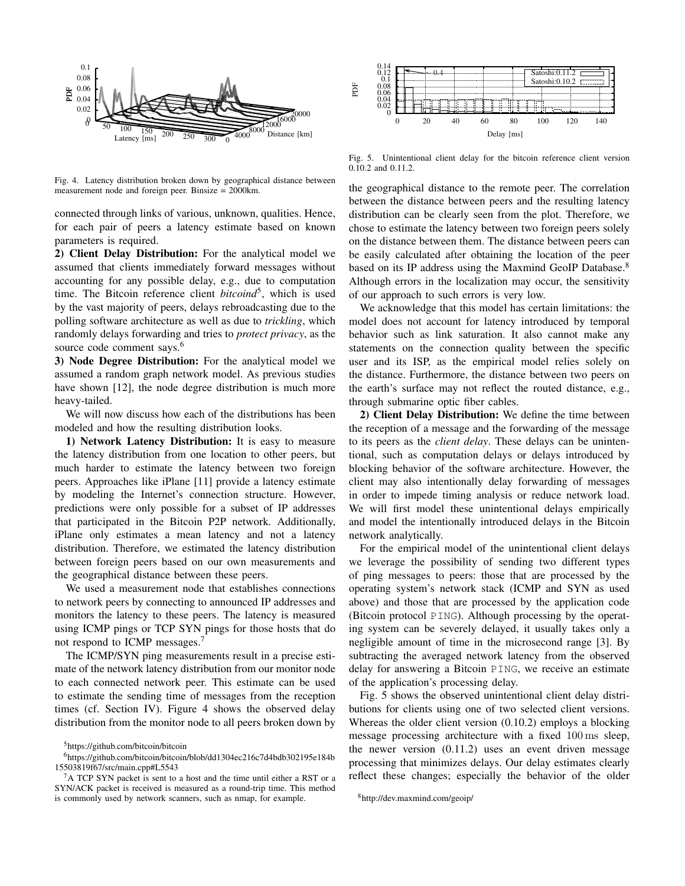Fig. 4. Latency distribution broken down by geographical distance between measurement node and foreign peer. Binsize = 2000km.

connected through links of various, unknown, qualities. Hence, for each pair of peers a latency estimate based on known parameters is required.

**2) Client Delay Distribution:** For the analytical model we assumed that clients immediately forward messages without accounting for any possible delay, e.g., due to computation time. The Bitcoin reference client *bitcoind*[5], which is used by the vast majority of peers, delays rebroadcasting due to the polling software architecture as well as due to *trickling*, which randomly delays forwarding and tries to *protect privacy*, as the source code comment says.[6]

**3) Node Degree Distribution:** For the analytical model we assumed a random graph network model. As previous studies have shown [12], the node degree distribution is much more heavy-tailed.

We will now discuss how each of the distributions has been modeled and how the resulting distribution looks.

**1) Network Latency Distribution:** It is easy to measure the latency distribution from one location to other peers, but much harder to estimate the latency between two foreign peers. Approaches like iPlane [11] provide a latency estimate by modeling the Internet's connection structure. However, predictions were only possible for a subset of IP addresses that participated in the Bitcoin P2P network. Additionally, iPlane only estimates a mean latency and not a latency distribution. Therefore, we estimated the latency distribution between foreign peers based on our own measurements and the geographical distance between these peers.

We used a measurement node that establishes connections to network peers by connecting to announced IP addresses and monitors the latency to these peers. The latency is measured using ICMP pings or TCP SYN pings for those hosts that do not respond to ICMP messages.[7]

The ICMP/SYN ping measurements result in a precise estimate of the network latency distribution from our monitor node to each connected network peer. This estimate can be used to estimate the sending time of messages from the reception times (cf. Section IV). Figure 4 shows the observed delay distribution from the monitor node to all peers broken down by the geographical distance to the remote peer. The correlation between the distance between peers and the resulting latency distribution can be clearly seen from the plot. Therefore, we chose to estimate the latency between two foreign peers solely on the distance between them. The distance between peers can be easily calculated after obtaining the location of the peer based on its IP address using the Maxmind GeoIP Database.[8] Although errors in the localization may occur, the sensitivity of our approach to such errors is very low.

We acknowledge that this model has certain limitations: the model does not account for latency introduced by temporal behavior such as link saturation. It also cannot make any statements on the connection quality between the specific user and its ISP, as the empirical model relies solely on the distance. Furthermore, the distance between two peers on the earth's surface may not reflect the routed distance, e.g., through submarine optic fiber cables.

**2) Client Delay Distribution:** We define the time between the reception of a message and the forwarding of the message to its peers as the *client delay*. These delays can be unintentional, such as computation delays or delays introduced by blocking behavior of the software architecture. However, the client may also intentionally delay forwarding of messages in order to impede timing analysis or reduce network load. We will first model these unintentional delays empirically and model the intentionally introduced delays in the Bitcoin network analytically.

For the empirical model of the unintentional client delays we leverage the possibility of sending two different types of ping messages to peers: those that are processed by the operating system's network stack (ICMP and SYN as used above) and those that are processed by the application code (Bitcoin protocol `PING`). Although processing by the operating system can be severely delayed, it usually takes only a negligible amount of time in the microsecond range [3]. By subtracting the averaged network latency from the observed delay for answering a Bitcoin `PING`, we receive an estimate of the application's processing delay.

Fig. 5. Unintentional client delay for the bitcoin reference client version 0.10.2 and 0.11.2.

Fig. 5 shows the observed unintentional client delay distributions for clients using one of two selected client versions. Whereas the older client version (0.10.2) employs a blocking message processing architecture with a fixed 100 ms sleep, the newer version (0.11.2) uses an event driven message processing that minimizes delays. Our delay estimates clearly reflect these changes; especially the behavior of the older

[5] https://github.com/bitcoin/bitcoin

[6] https://github.com/bitcoin/bitcoin/blob/dd1304ec216c7d4bdb302195e184b15503819f67/src/main.cpp#L5543

[7] A TCP SYN packet is sent to a host and the time until either a RST or a SYN/ACK packet is received is measured as a round-trip time. This method is commonly used by network scanners, such as nmap, for example.

[8] http://dev.maxmind.com/geoip/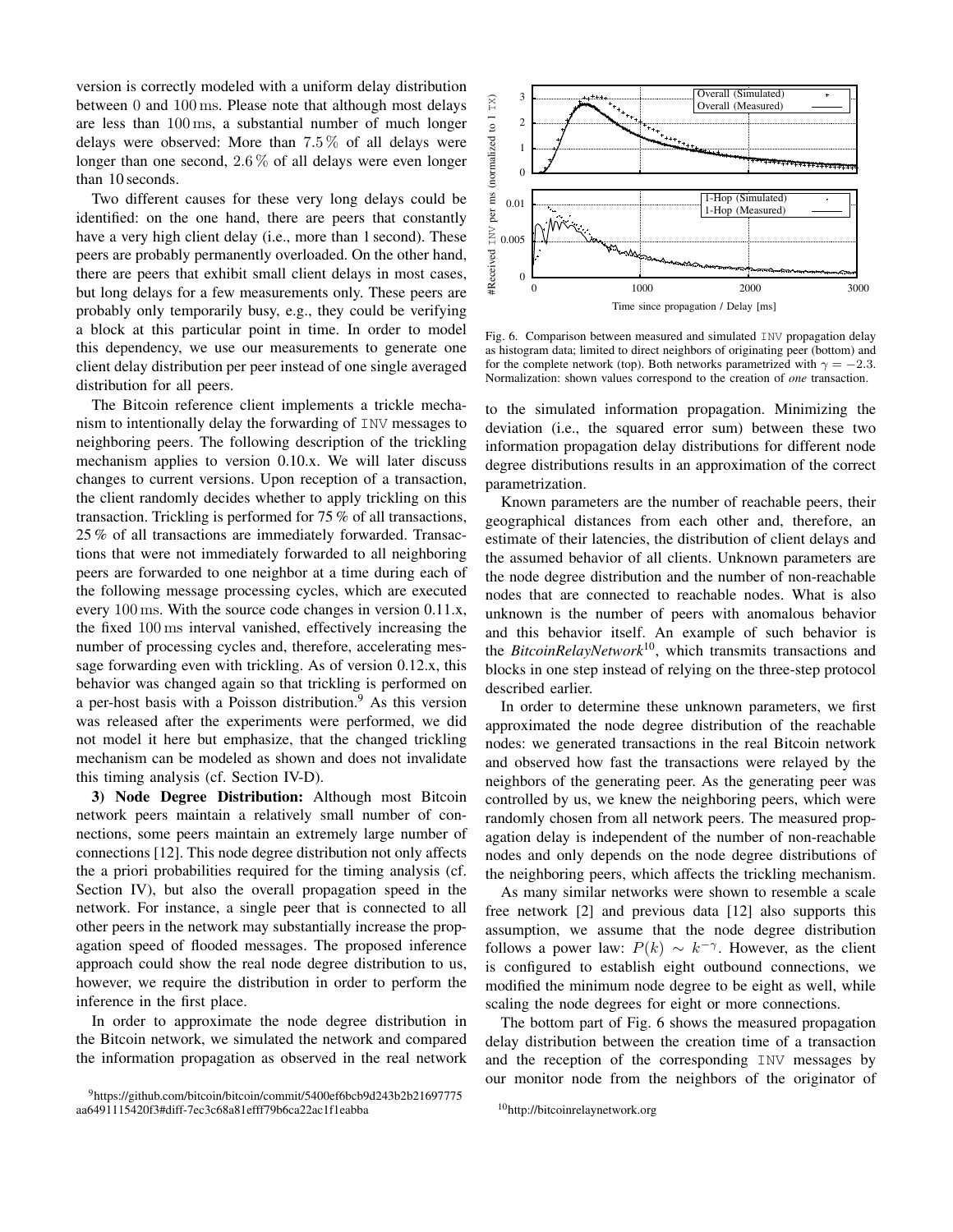version is correctly modeled with a uniform delay distribution between 0 and 100 ms. Please note that although most delays are less than 100 ms, a substantial number of much longer delays were observed: More than 7.5 % of all delays were longer than one second, 2.6 % of all delays were even longer than 10 seconds.

Two different causes for these very long delays could be identified: on the one hand, there are peers that constantly have a very high client delay (i.e., more than 1 second). These peers are probably permanently overloaded. On the other hand, there are peers that exhibit small client delays in most cases, but long delays for a few measurements only. These peers are probably only temporarily busy, e.g., they could be verifying a block at this particular point in time. In order to model this dependency, we use our measurements to generate one client delay distribution per peer instead of one single averaged distribution for all peers.

The Bitcoin reference client implements a trickle mechanism to intentionally delay the forwarding of `INV` messages to neighboring peers. The following description of the trickling mechanism applies to version 0.10.x. We will later discuss changes to current versions. Upon reception of a transaction, the client randomly decides whether to apply trickling on this transaction. Trickling is performed for 75 % of all transactions, 25 % of all transactions are immediately forwarded. Transactions that were not immediately forwarded to all neighboring peers are forwarded to one neighbor at a time during each of the following message processing cycles, which are executed every 100 ms. With the source code changes in version 0.11.x, the fixed 100 ms interval vanished, effectively increasing the number of processing cycles and, therefore, accelerating message forwarding even with trickling. As of version 0.12.x, this behavior was changed again so that trickling is performed on a per-host basis with a Poisson distribution.[9] As this version was released after the experiments were performed, we did not model it here but emphasize, that the changed trickling mechanism can be modeled as shown and does not invalidate this timing analysis (cf. Section IV-D).

**3) Node Degree Distribution:** Although most Bitcoin network peers maintain a relatively small number of connections, some peers maintain an extremely large number of connections [12]. This node degree distribution not only affects the a priori probabilities required for the timing analysis (cf. Section IV), but also the overall propagation speed in the network. For instance, a single peer that is connected to all other peers in the network may substantially increase the propagation speed of flooded messages. The proposed inference approach could show the real node degree distribution to us, however, we require the distribution in order to perform the inference in the first place.

In order to approximate the node degree distribution in the Bitcoin network, we simulated the network and compared the information propagation as observed in the real network to the simulated information propagation. Minimizing the deviation (i.e., the squared error sum) between these two information propagation delay distributions for different node degree distributions results in an approximation of the correct parametrization.

Fig. 6. Comparison between measured and simulated `INV` propagation delay as histogram data; limited to direct neighbors of originating peer (bottom) and for the complete network (top). Both networks parametrized with $\gamma = -2.3$. Normalization: shown values correspond to the creation of *one* transaction.

Known parameters are the number of reachable peers, their geographical distances from each other and, therefore, an estimate of their latencies, the distribution of client delays and the assumed behavior of all clients. Unknown parameters are the node degree distribution and the number of non-reachable nodes that are connected to reachable nodes. What is also unknown is the number of peers with anomalous behavior and this behavior itself. An example of such behavior is the *BitcoinRelayNetwork*[10], which transmits transactions and blocks in one step instead of relying on the three-step protocol described earlier.

In order to determine these unknown parameters, we first approximated the node degree distribution of the reachable nodes: we generated transactions in the real Bitcoin network and observed how fast the transactions were relayed by the neighbors of the generating peer. As the generating peer was controlled by us, we knew the neighboring peers, which were randomly chosen from all network peers. The measured propagation delay is independent of the number of non-reachable nodes and only depends on the node degree distributions of the neighboring peers, which affects the trickling mechanism.

As many similar networks were shown to resemble a scale free network [2] and previous data [12] also supports this assumption, we assume that the node degree distribution follows a power law: $P(k) \sim k^{-\gamma}$. However, as the client is configured to establish eight outbound connections, we modified the minimum node degree to be eight as well, while scaling the node degrees for eight or more connections.

The bottom part of Fig. 6 shows the measured propagation delay distribution between the creation time of a transaction and the reception of the corresponding `INV` messages by our monitor node from the neighbors of the originator of

[9]https://github.com/bitcoin/bitcoin/commit/5400ef6bcb9d243b2b21697775aa6491115420f3#diff-7ec3c68a81efff79b6ca22ac1f1eabba

[10]http://bitcoinrelaynetwork.org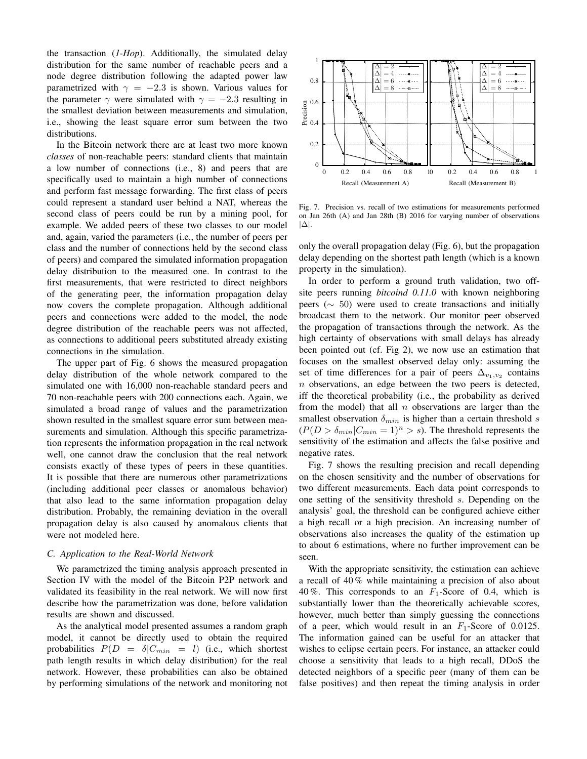the transaction (*1-Hop*). Additionally, the simulated delay distribution for the same number of reachable peers and a node degree distribution following the adapted power law parametrized with $\gamma = -2.3$ is shown. Various values for the parameter $\gamma$ were simulated with $\gamma = -2.3$ resulting in the smallest deviation between measurements and simulation, i.e., showing the least square error sum between the two distributions.

In the Bitcoin network there are at least two more known *classes* of non-reachable peers: standard clients that maintain a low number of connections (i.e., 8) and peers that are specifically used to maintain a high number of connections and perform fast message forwarding. The first class of peers could represent a standard user behind a NAT, whereas the second class of peers could be run by a mining pool, for example. We added peers of these two classes to our model and, again, varied the parameters (i.e., the number of peers per class and the number of connections held by the second class of peers) and compared the simulated information propagation delay distribution to the measured one. In contrast to the first measurements, that were restricted to direct neighbors of the generating peer, the information propagation delay now covers the complete propagation. Although additional peers and connections were added to the model, the node degree distribution of the reachable peers was not affected, as connections to additional peers substituted already existing connections in the simulation.

The upper part of Fig. 6 shows the measured propagation delay distribution of the whole network compared to the simulated one with 16,000 non-reachable standard peers and 70 non-reachable peers with 200 connections each. Again, we simulated a broad range of values and the parametrization shown resulted in the smallest square error sum between measurements and simulation. Although this specific parametrization represents the information propagation in the real network well, one cannot draw the conclusion that the real network consists exactly of these types of peers in these quantities. It is possible that there are numerous other parametrizations (including additional peer classes or anomalous behavior) that also lead to the same information propagation delay distribution. Probably, the remaining deviation in the overall propagation delay is also caused by anomalous clients that were not modeled here.

### C. Application to the Real-World Network

We parametrized the timing analysis approach presented in Section IV with the model of the Bitcoin P2P network and validated its feasibility in the real network. We will now first describe how the parametrization was done, before validation results are shown and discussed.

As the analytical model presented assumes a random graph model, it cannot be directly used to obtain the required probabilities $P(D = \delta | C_{min} = l)$ (i.e., which shortest path length results in which delay distribution) for the real network. However, these probabilities can also be obtained by performing simulations of the network and monitoring not only the overall propagation delay (Fig. 6), but the propagation delay depending on the shortest path length (which is a known property in the simulation).

Fig. 7. Precision vs. recall of two estimations for measurements performed on Jan 26th (A) and Jan 28th (B) 2016 for varying number of observations $|\Delta|$.

In order to perform a ground truth validation, two off-site peers running *bitcoind 0.11.0* with known neighboring peers ($\sim$ 50) were used to create transactions and initially broadcast them to the network. Our monitor peer observed the propagation of transactions through the network. As the high certainty of observations with small delays has already been pointed out (cf. Fig 2), we now use an estimation that focuses on the smallest observed delay only: assuming the set of time differences for a pair of peers $\Delta_{v_1,v_2}$ contains $n$ observations, an edge between the two peers is detected, iff the theoretical probability (i.e., the probability as derived from the model) that all $n$ observations are larger than the smallest observation $\delta_{min}$ is higher than a certain threshold $s$ ($P(D > \delta_{min} | C_{min} = 1)^n > s$). The threshold represents the sensitivity of the estimation and affects the false positive and negative rates.

Fig. 7 shows the resulting precision and recall depending on the chosen sensitivity and the number of observations for two different measurements. Each data point corresponds to one setting of the sensitivity threshold $s$. Depending on the analysis' goal, the threshold can be configured achieve either a high recall or a high precision. An increasing number of observations also increases the quality of the estimation up to about 6 estimations, where no further improvement can be seen.

With the appropriate sensitivity, the estimation can achieve a recall of 40 % while maintaining a precision of also about 40 %. This corresponds to an $F_1$-Score of 0.4, which is substantially lower than the theoretically achievable scores, however, much better than simply guessing the connections of a peer, which would result in an $F_1$-Score of 0.0125. The information gained can be useful for an attacker that wishes to eclipse certain peers. For instance, an attacker could choose a sensitivity that leads to a high recall, DDoS the detected neighbors of a specific peer (many of them can be false positives) and then repeat the timing analysis in order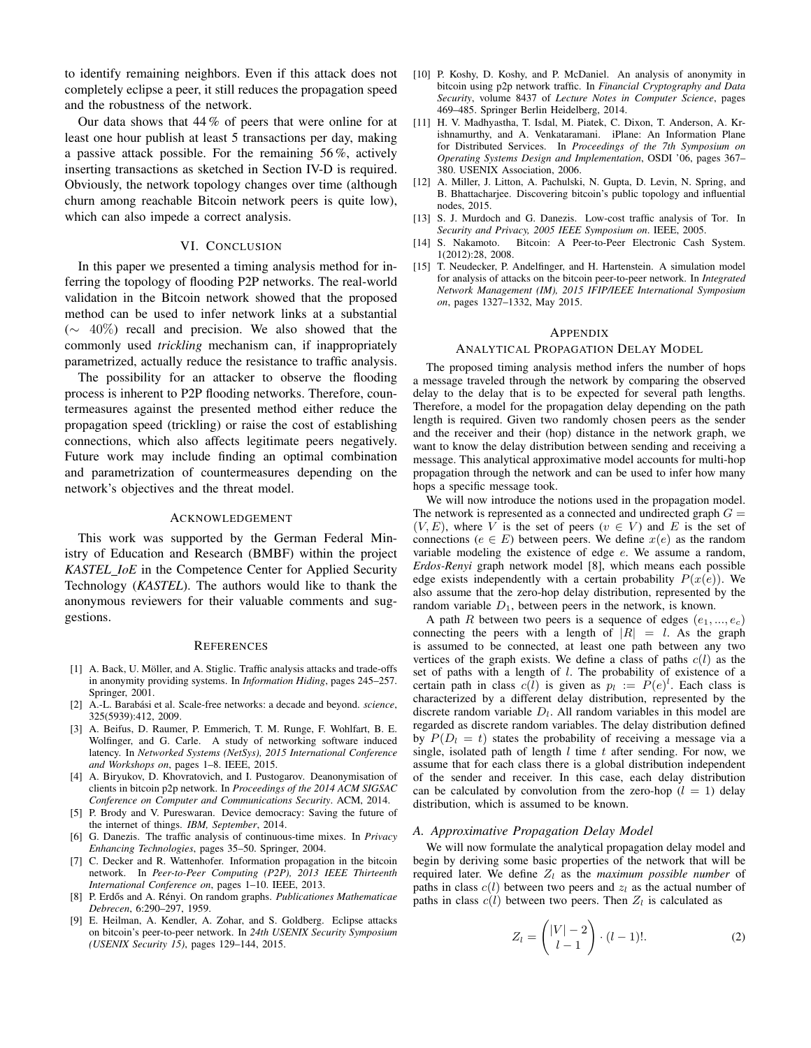to identify remaining neighbors. Even if this attack does not completely eclipse a peer, it still reduces the propagation speed and the robustness of the network.

Our data shows that 44 % of peers that were online for at least one hour publish at least 5 transactions per day, making a passive attack possible. For the remaining 56 %, actively inserting transactions as sketched in Section IV-D is required. Obviously, the network topology changes over time (although churn among reachable Bitcoin network peers is quite low), which can also impede a correct analysis.

## VI. Conclusion

In this paper we presented a timing analysis method for inferring the topology of flooding P2P networks. The real-world validation in the Bitcoin network showed that the proposed method can be used to infer network links at a substantial ($\sim$ 40%) recall and precision. We also showed that the commonly used *trickling* mechanism can, if inappropriately parametrized, actually reduce the resistance to traffic analysis.

The possibility for an attacker to observe the flooding process is inherent to P2P flooding networks. Therefore, countermeasures against the presented method either reduce the propagation speed (trickling) or raise the cost of establishing connections, which also affects legitimate peers negatively. Future work may include finding an optimal combination and parametrization of countermeasures depending on the network's objectives and the threat model.

## Acknowledgement

This work was supported by the German Federal Ministry of Education and Research (BMBF) within the project *KASTEL_IoE* in the Competence Center for Applied Security Technology (*KASTEL*). The authors would like to thank the anonymous reviewers for their valuable comments and suggestions.

## References

[1] A. Back, U. Möller, and A. Stiglic. Traffic analysis attacks and trade-offs in anonymity providing systems. In *Information Hiding*, pages 245–257. Springer, 2001.

[2] A.-L. Barabási et al. Scale-free networks: a decade and beyond. *science*, 325(5939):412, 2009.

[3] A. Beifus, D. Raumer, P. Emmerich, T. M. Runge, F. Wohlfart, B. E. Wolfinger, and G. Carle. A study of networking software induced latency. In *Networked Systems (NetSys), 2015 International Conference and Workshops on*, pages 1–8. IEEE, 2015.

[4] A. Biryukov, D. Khovratovich, and I. Pustogarov. Deanonymisation of clients in bitcoin p2p network. In *Proceedings of the 2014 ACM SIGSAC Conference on Computer and Communications Security*. ACM, 2014.

[5] P. Brody and V. Pureswaran. Device democracy: Saving the future of the internet of things. *IBM, September*, 2014.

[6] G. Danezis. The traffic analysis of continuous-time mixes. In *Privacy Enhancing Technologies*, pages 35–50. Springer, 2004.

[7] C. Decker and R. Wattenhofer. Information propagation in the bitcoin network. In *Peer-to-Peer Computing (P2P), 2013 IEEE Thirteenth International Conference on*, pages 1–10. IEEE, 2013.

[8] P. Erdős and A. Rényi. On random graphs. *Publicationes Mathematicae Debrecen*, 6:290–297, 1959.

[9] E. Heilman, A. Kendler, A. Zohar, and S. Goldberg. Eclipse attacks on bitcoin's peer-to-peer network. In *24th USENIX Security Symposium (USENIX Security 15)*, pages 129–144, 2015.

[10] P. Koshy, D. Koshy, and P. McDaniel. An analysis of anonymity in bitcoin using p2p network traffic. In *Financial Cryptography and Data Security*, volume 8437 of *Lecture Notes in Computer Science*, pages 469–485. Springer Berlin Heidelberg, 2014.

[11] H. V. Madhyastha, T. Isdal, M. Piatek, C. Dixon, T. Anderson, A. Krishnamurthy, and A. Venkataramani. iPlane: An Information Plane for Distributed Services. In *Proceedings of the 7th Symposium on Operating Systems Design and Implementation*, OSDI '06, pages 367–380. USENIX Association, 2006.

[12] A. Miller, J. Litton, A. Pachulski, N. Gupta, D. Levin, N. Spring, and B. Bhattacharjee. Discovering bitcoin's public topology and influential nodes, 2015.

[13] S. J. Murdoch and G. Danezis. Low-cost traffic analysis of Tor. In *Security and Privacy, 2005 IEEE Symposium on*. IEEE, 2005.

[14] S. Nakamoto. Bitcoin: A Peer-to-Peer Electronic Cash System. 1(2012):28, 2008.

[15] T. Neudecker, P. Andelfinger, and H. Hartenstein. A simulation model for analysis of attacks on the bitcoin peer-to-peer network. In *Integrated Network Management (IM), 2015 IFIP/IEEE International Symposium on*, pages 1327–1332, May 2015.

## Appendix
## Analytical Propagation Delay Model

The proposed timing analysis method infers the number of hops a message traveled through the network by comparing the observed delay to the delay that is to be expected for several path lengths. Therefore, a model for the propagation delay depending on the path length is required. Given two randomly chosen peers as the sender and the receiver and their (hop) distance in the network graph, we want to know the delay distribution between sending and receiving a message. This analytical approximative model accounts for multi-hop propagation through the network and can be used to infer how many hops a specific message took.

We will now introduce the notions used in the propagation model. The network is represented as a connected and undirected graph $G = (V, E)$, where $V$ is the set of peers ($v \in V$) and $E$ is the set of connections ($e \in E$) between peers. We define $x(e)$ as the random variable modeling the existence of edge $e$. We assume a random, *Erdos-Renyi* graph network model [8], which means each possible edge exists independently with a certain probability $P(x(e))$. We also assume that the zero-hop delay distribution, represented by the random variable $D_1$, between peers in the network, is known.

A path $R$ between two peers is a sequence of edges $(e_1, ..., e_c)$ connecting the peers with a length of $|R| = l$. As the graph is assumed to be connected, at least one path between any two vertices of the graph exists. We define a class of paths $c(l)$ as the set of paths with a length of $l$. The probability of existence of a certain path in class $c(l)$ is given as $p_l := P(e)^l$. Each class is characterized by a different delay distribution, represented by the discrete random variable $D_l$. All random variables in this model are regarded as discrete random variables. The delay distribution defined by $P(D_l = t)$ states the probability of receiving a message via a single, isolated path of length $l$ time $t$ after sending. For now, we assume that for each class there is a global distribution independent of the sender and receiver. In this case, each delay distribution can be calculated by convolution from the zero-hop ($l = 1$) delay distribution, which is assumed to be known.

### A. Approximative Propagation Delay Model

We will now formulate the analytical propagation delay model and begin by deriving some basic properties of the network that will be required later. We define $Z_l$ as the *maximum possible number* of paths in class $c(l)$ between two peers and $z_l$ as the actual number of paths in class $c(l)$ between two peers. Then $Z_l$ is calculated as

$$Z_l = \binom{|V| - 2}{l - 1} \cdot (l - 1)!. \tag{2}$$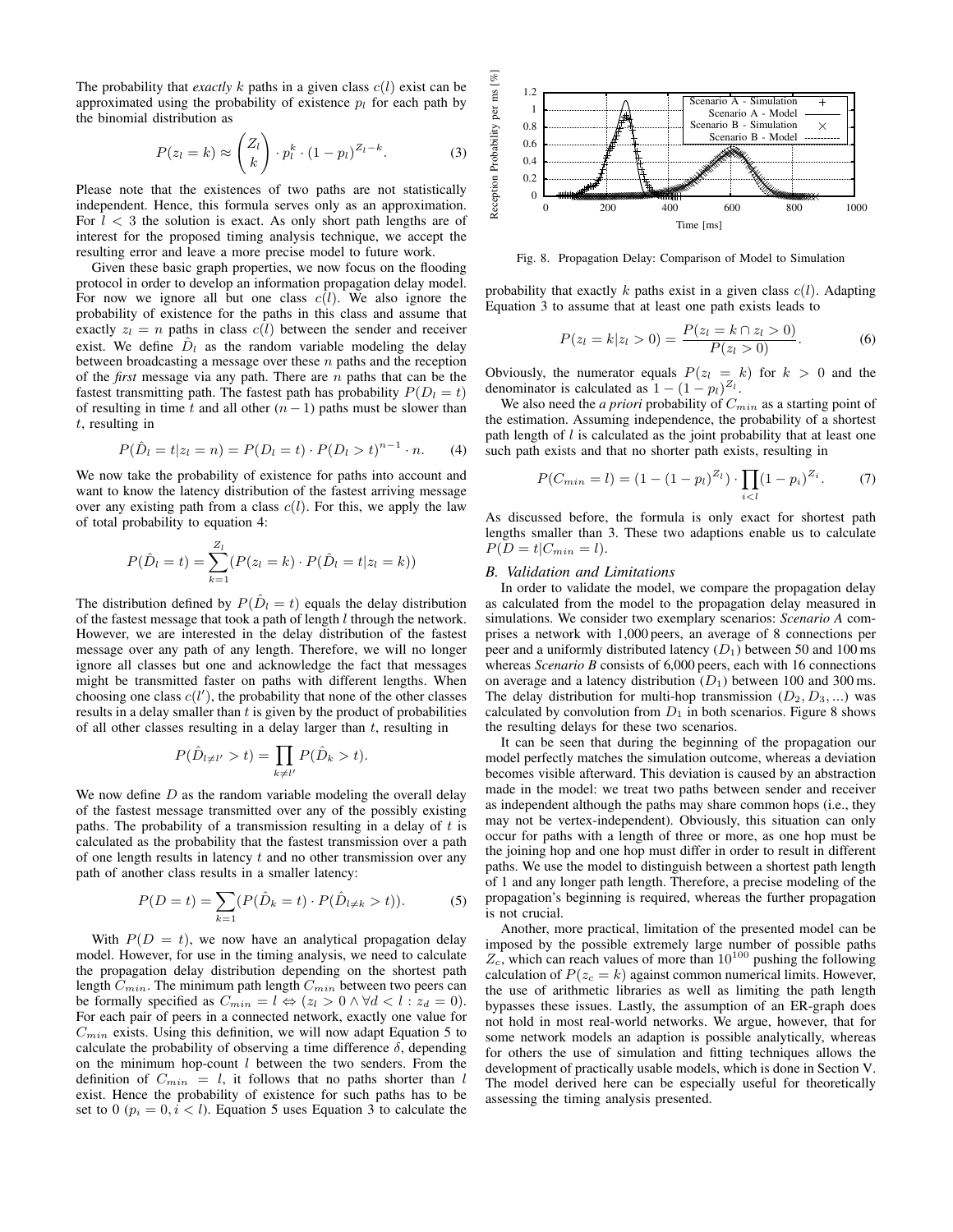The probability that *exactly* $k$ paths in a given class $c(l)$ exist can be approximated using the probability of existence $p_l$ for each path by the binomial distribution as

$$P(z_l = k) \approx \binom{Z_l}{k} \cdot p_l^k \cdot (1 - p_l)^{Z_l - k}. \quad (3)$$

Please note that the existences of two paths are not statistically independent. Hence, this formula serves only as an approximation. For $l < 3$ the solution is exact. As only short path lengths are of interest for the proposed timing analysis technique, we accept the resulting error and leave a more precise model to future work.

Given these basic graph properties, we now focus on the flooding protocol in order to develop an information propagation delay model. For now we ignore all but one class $c(l)$. We also ignore the probability of existence for the paths in this class and assume that exactly $z_l = n$ paths in class $c(l)$ between the sender and receiver exist. We define $\hat{D}_l$ as the random variable modeling the delay between broadcasting a message over these $n$ paths and the reception of the *first* message via any path. There are $n$ paths that can be the fastest transmitting path. The fastest path has probability $P(D_l = t)$ of resulting in time $t$ and all other $(n-1)$ paths must be slower than $t$, resulting in

$$P(\hat{D}_l = t | z_l = n) = P(D_l = t) \cdot P(D_l > t)^{n-1} \cdot n. \quad (4)$$

We now take the probability of existence for paths into account and want to know the latency distribution of the fastest arriving message over any existing path from a class $c(l)$. For this, we apply the law of total probability to equation 4:

$$P(\hat{D}_l = t) = \sum_{k=1}^{Z_l} (P(z_l = k) \cdot P(\hat{D}_l = t | z_l = k))$$

The distribution defined by $P(\hat{D}_l = t)$ equals the delay distribution of the fastest message that took a path of length $l$ through the network. However, we are interested in the delay distribution of the fastest message over any path of any length. Therefore, we will no longer ignore all classes but one and acknowledge the fact that messages might be transmitted faster on paths with different lengths. When choosing one class $c(l')$, the probability that none of the other classes results in a delay smaller than $t$ is given by the product of probabilities of all other classes resulting in a delay larger than $t$, resulting in

$$P(\hat{D}_{l \neq l'} > t) = \prod_{k \neq l'} P(\hat{D}_k > t).$$

We now define $D$ as the random variable modeling the overall delay of the fastest message transmitted over any of the possibly existing paths. The probability of a transmission resulting in a delay of $t$ is calculated as the probability that the fastest transmission over a path of one length results in latency $t$ and no other transmission over any path of another class results in a smaller latency:

$$P(D = t) = \sum_{k=1} (P(\hat{D}_k = t) \cdot P(\hat{D}_{l \neq k} > t)). \quad (5)$$

With $P(D = t)$, we now have an analytical propagation delay model. However, for use in the timing analysis, we need to calculate the propagation delay distribution depending on the shortest path length $C_{min}$. The minimum path length $C_{min}$ between two peers can be formally specified as $C_{min} = l \Leftrightarrow (z_l > 0 \wedge \forall d < l : z_d = 0)$. For each pair of peers in a connected network, exactly one value for $C_{min}$ exists. Using this definition, we will now adapt Equation 5 to calculate the probability of observing a time difference $\delta$, depending on the minimum hop-count $l$ between the two senders. From the definition of $C_{min} = l$, it follows that no paths shorter than $l$ exist. Hence the probability of existence for such paths has to be set to 0 ($p_i = 0, i < l$). Equation 5 uses Equation 3 to calculate the probability that exactly $k$ paths exist in a given class $c(l)$. Adapting Equation 3 to assume that at least one path exists leads to

$$P(z_l = k | z_l > 0) = \frac{P(z_l = k \cap z_l > 0)}{P(z_l > 0)}. \quad (6)$$

Obviously, the numerator equals $P(z_l = k)$ for $k > 0$ and the denominator is calculated as $1 - (1 - p_l)^{Z_l}$.

We also need the *a priori* probability of $C_{min}$ as a starting point of the estimation. Assuming independence, the probability of a shortest path length of $l$ is calculated as the joint probability that at least one such path exists and that no shorter path exists, resulting in

$$P(C_{min} = l) = (1 - (1 - p_l)^{Z_l}) \cdot \prod_{i<l} (1 - p_i)^{Z_i}. \quad (7)$$

As discussed before, the formula is only exact for shortest path lengths smaller than 3. These two adaptions enable us to calculate $P(D = t | C_{min} = l)$.

### B. Validation and Limitations

In order to validate the model, we compare the propagation delay as calculated from the model to the propagation delay measured in simulations. We consider two exemplary scenarios: *Scenario A* comprises a network with 1,000 peers, an average of 8 connections per peer and a uniformly distributed latency ($D_1$) between 50 and 100 ms whereas *Scenario B* consists of 6,000 peers, each with 16 connections on average and a latency distribution ($D_1$) between 100 and 300 ms. The delay distribution for multi-hop transmission ($D_2, D_3, ...$) was calculated by convolution from $D_1$ in both scenarios. Figure 8 shows the resulting delays for these two scenarios.

Reception Probability per ms [%]
1.2
1
0.8
0.6
0.4
0.2
0
0
200
400
600
800
1000
Time [ms]
Scenario A - Simulation
Scenario A - Model
Scenario B - Simulation
Scenario B - Model

Fig. 8. Propagation Delay: Comparison of Model to Simulation

It can be seen that during the beginning of the propagation our model perfectly matches the simulation outcome, whereas a deviation becomes visible afterward. This deviation is caused by an abstraction made in the model: we treat two paths between sender and receiver as independent although the paths may share common hops (i.e., they may not be vertex-independent). Obviously, this situation can only occur for paths with a length of three or more, as one hop must be the joining hop and one hop must differ in order to result in different paths. We use the model to distinguish between a shortest path length of 1 and any longer path length. Therefore, a precise modeling of the propagation's beginning is required, whereas the further propagation is not crucial.

Another, more practical, limitation of the presented model can be imposed by the possible extremely large number of possible paths $Z_c$, which can reach values of more than $10^{100}$ pushing the following calculation of $P(z_c = k)$ against common numerical limits. However, the use of arithmetic libraries as well as limiting the path length bypasses these issues. Lastly, the assumption of an ER-graph does not hold in most real-world networks. We argue, however, that for some network models an adaption is possible analytically, whereas for others the use of simulation and fitting techniques allows the development of practically usable models, which is done in Section V. The model derived here can be especially useful for theoretically assessing the timing analysis presented.